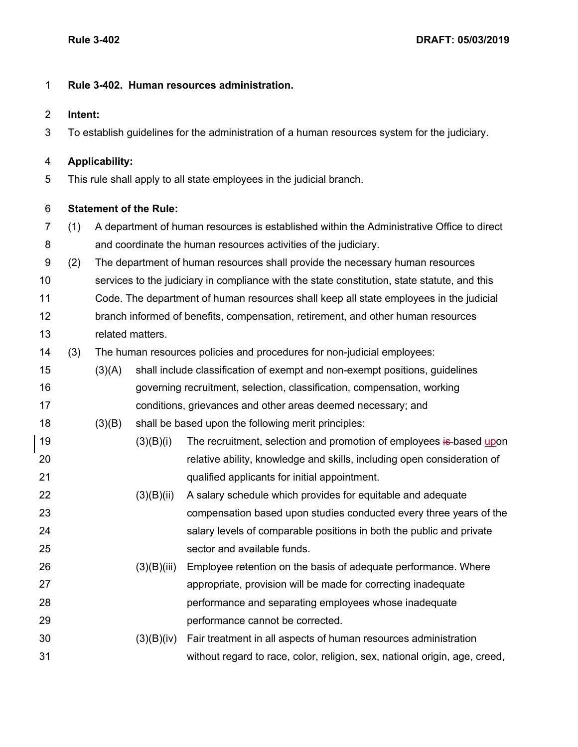**Rule 3-402. Human resources administration.**

**Intent:**

To establish guidelines for the administration of a human resources system for the judiciary.

**Applicability:**

This rule shall apply to all state employees in the judicial branch.

**Statement of the Rule:**

(1) A department of human resources is established within the Administrative Office to direct and coordinate the human resources activities of the judiciary.

(2) The department of human resources shall provide the necessary human resources services to the judiciary in compliance with the state constitution, state statute, and this Code. The department of human resources shall keep all state employees in the judicial branch informed of benefits, compensation, retirement, and other human resources related matters.

(3) The human resources policies and procedures for non-judicial employees:

(3)(A) shall include classification of exempt and non-exempt positions, guidelines governing recruitment, selection, classification, compensation, working conditions, grievances and other areas deemed necessary; and

(3)(B) shall be based upon the following merit principles:

(3)(B)(i) The recruitment, selection and promotion of employees ~~is~~ based upon relative ability, knowledge and skills, including open consideration of qualified applicants for initial appointment.

(3)(B)(ii) A salary schedule which provides for equitable and adequate compensation based upon studies conducted every three years of the salary levels of comparable positions in both the public and private sector and available funds.

(3)(B)(iii) Employee retention on the basis of adequate performance. Where appropriate, provision will be made for correcting inadequate performance and separating employees whose inadequate performance cannot be corrected.

(3)(B)(iv) Fair treatment in all aspects of human resources administration without regard to race, color, religion, sex, national origin, age, creed,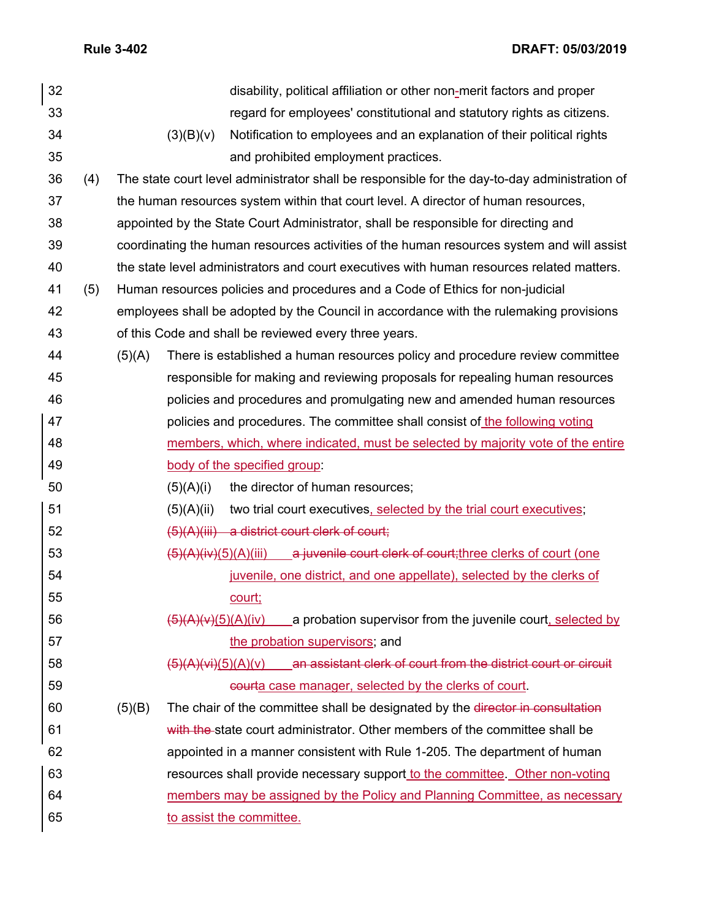disability, political affiliation or other non-merit factors and proper regard for employees' constitutional and statutory rights as citizens.

(3)(B)(v) Notification to employees and an explanation of their political rights and prohibited employment practices.

(4) The state court level administrator shall be responsible for the day-to-day administration of the human resources system within that court level. A director of human resources, appointed by the State Court Administrator, shall be responsible for directing and coordinating the human resources activities of the human resources system and will assist the state level administrators and court executives with human resources related matters.

(5) Human resources policies and procedures and a Code of Ethics for non-judicial employees shall be adopted by the Council in accordance with the rulemaking provisions of this Code and shall be reviewed every three years.

(5)(A) There is established a human resources policy and procedure review committee responsible for making and reviewing proposals for repealing human resources policies and procedures and promulgating new and amended human resources policies and procedures. The committee shall consist of <ins>the following voting members, which, where indicated, must be selected by majority vote of the entire body of the specified group</ins>:

(5)(A)(i) the director of human resources;

(5)(A)(ii) two trial court executives<ins>, selected by the trial court executives</ins>;

~~(5)(A)(iii) a district court clerk of court;~~

~~(5)(A)(iv)~~<ins>(5)(A)(iii)</ins> ~~a juvenile court clerk of court;~~<ins>three clerks of court (one juvenile, one district, and one appellate), selected by the clerks of court;</ins>

~~(5)(A)(v)~~<ins>(5)(A)(iv)</ins> a probation supervisor from the juvenile court<ins>, selected by the probation supervisors</ins>; and

~~(5)(A)(vi)~~<ins>(5)(A)(v)</ins> ~~an assistant clerk of court from the district court or circuit court~~<ins>a case manager, selected by the clerks of court</ins>.

(5)(B) The chair of the committee shall be designated by the ~~director in consultation with the~~ state court administrator. Other members of the committee shall be appointed in a manner consistent with Rule 1-205. The department of human resources shall provide necessary support<ins> to the committee. Other non-voting members may be assigned by the Policy and Planning Committee, as necessary to assist the committee.</ins>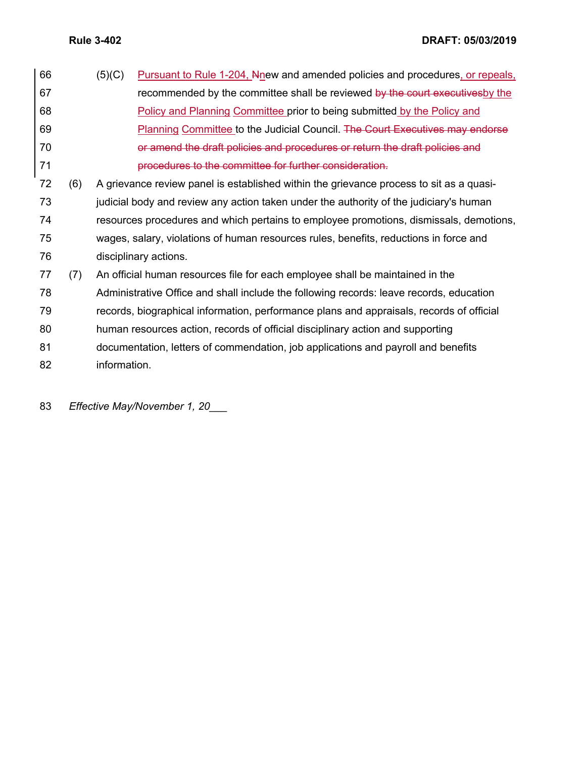(5)(C) Pursuant to Rule 1-204, ~~N~~new and amended policies and procedures, or repeals, recommended by the committee shall be reviewed ~~by the court executives~~by the Policy and Planning Committee prior to being submitted by the Policy and Planning Committee to the Judicial Council. ~~The Court Executives may endorse or amend the draft policies and procedures or return the draft policies and procedures to the committee for further consideration.~~

(6) A grievance review panel is established within the grievance process to sit as a quasi-judicial body and review any action taken under the authority of the judiciary's human resources procedures and which pertains to employee promotions, dismissals, demotions, wages, salary, violations of human resources rules, benefits, reductions in force and disciplinary actions.

(7) An official human resources file for each employee shall be maintained in the Administrative Office and shall include the following records: leave records, education records, biographical information, performance plans and appraisals, records of official human resources action, records of official disciplinary action and supporting documentation, letters of commendation, job applications and payroll and benefits information.

*Effective May/November 1, 20___*